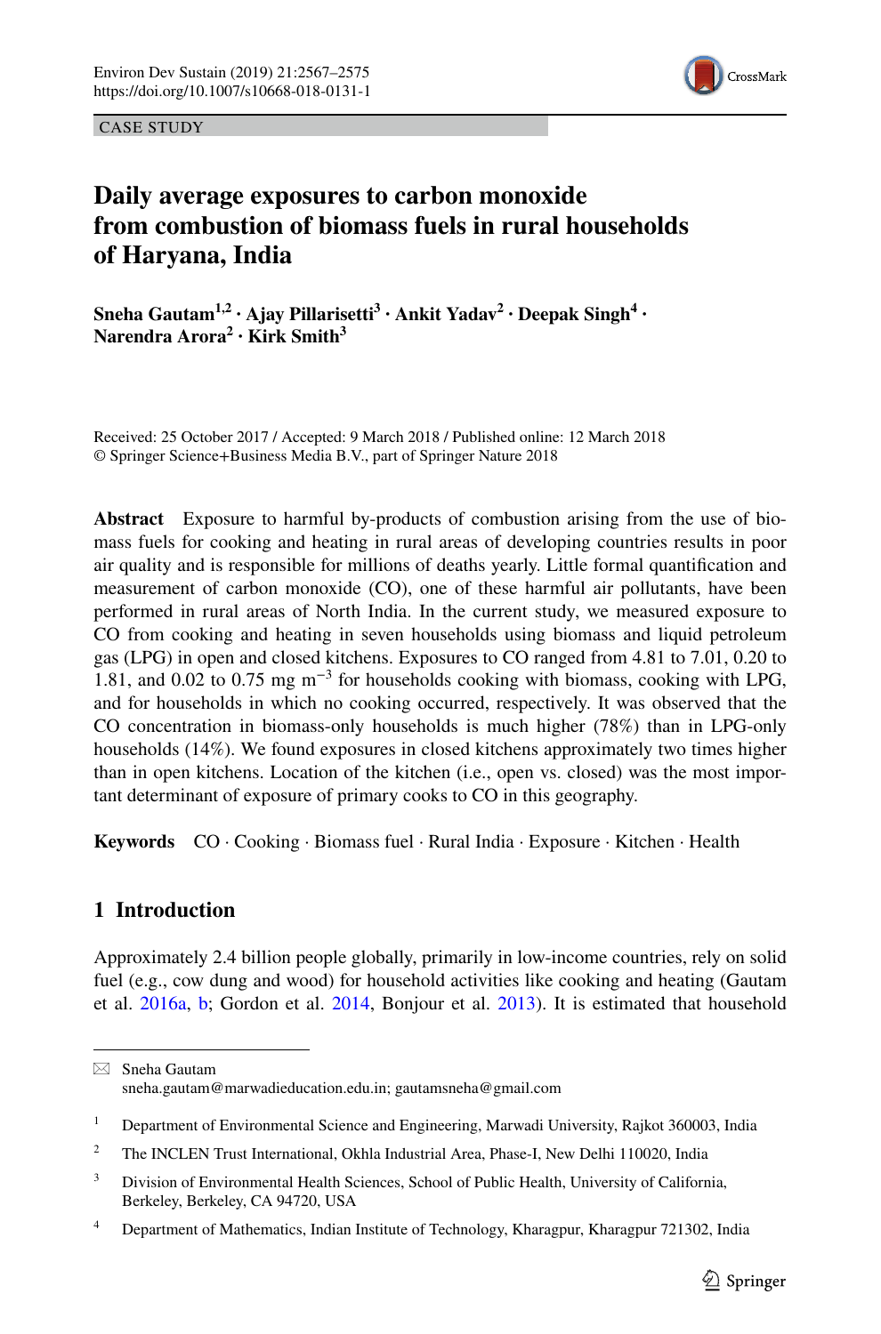CASE STUDY

# Daily average exposures to carbon monoxide from combustion of biomass fuels in rural households of Haryana, India

**Sneha Gautam[1,2] · Ajay Pillarisetti[3] · Ankit Yadav[2] · Deepak Singh[4] · Narendra Arora[2] · Kirk Smith[3]**

Received: 25 October 2017 / Accepted: 9 March 2018 / Published online: 12 March 2018
© Springer Science+Business Media B.V., part of Springer Nature 2018

**Abstract** Exposure to harmful by-products of combustion arising from the use of biomass fuels for cooking and heating in rural areas of developing countries results in poor air quality and is responsible for millions of deaths yearly. Little formal quantification and measurement of carbon monoxide (CO), one of these harmful air pollutants, have been performed in rural areas of North India. In the current study, we measured exposure to CO from cooking and heating in seven households using biomass and liquid petroleum gas (LPG) in open and closed kitchens. Exposures to CO ranged from 4.81 to 7.01, 0.20 to 1.81, and 0.02 to 0.75 mg $m^{-3}$ for households cooking with biomass, cooking with LPG, and for households in which no cooking occurred, respectively. It was observed that the CO concentration in biomass-only households is much higher (78%) than in LPG-only households (14%). We found exposures in closed kitchens approximately two times higher than in open kitchens. Location of the kitchen (i.e., open vs. closed) was the most important determinant of exposure of primary cooks to CO in this geography.

**Keywords** CO · Cooking · Biomass fuel · Rural India · Exposure · Kitchen · Health

## 1 Introduction

Approximately 2.4 billion people globally, primarily in low-income countries, rely on solid fuel (e.g., cow dung and wood) for household activities like cooking and heating (Gautam et al. 2016a, b; Gordon et al. 2014, Bonjour et al. 2013). It is estimated that household

---

✉ Sneha Gautam
sneha.gautam@marwadieducation.edu.in; gautamsneha@gmail.com

1 Department of Environmental Science and Engineering, Marwadi University, Rajkot 360003, India

2 The INCLEN Trust International, Okhla Industrial Area, Phase-I, New Delhi 110020, India

3 Division of Environmental Health Sciences, School of Public Health, University of California, Berkeley, Berkeley, CA 94720, USA

4 Department of Mathematics, Indian Institute of Technology, Kharagpur, Kharagpur 721302, India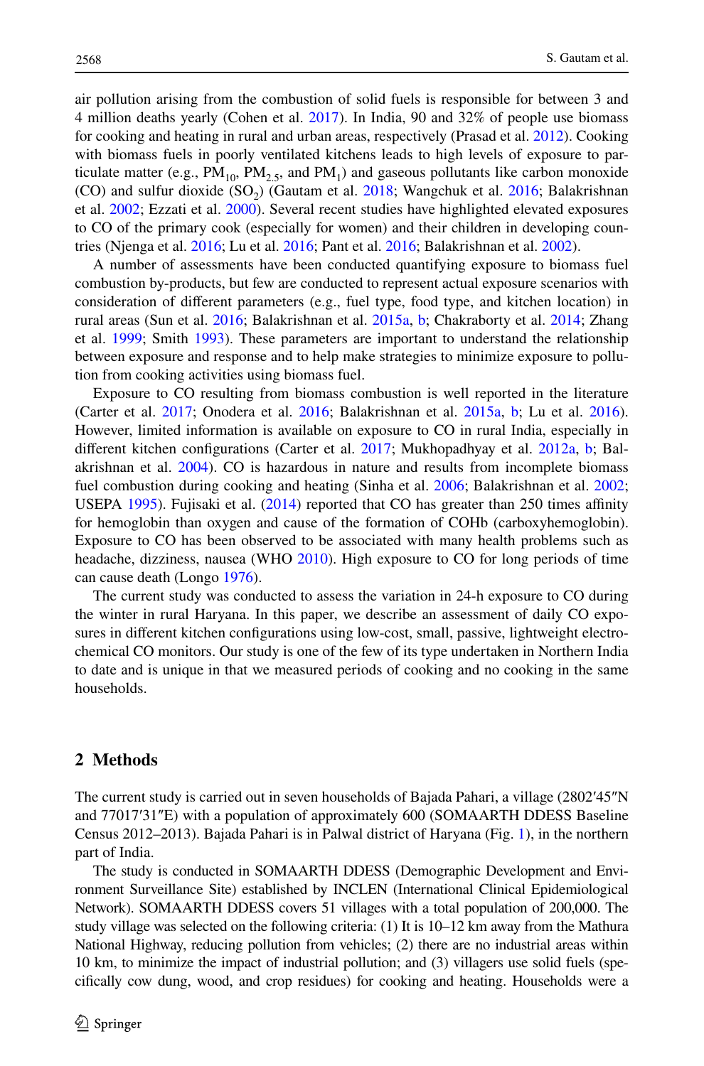air pollution arising from the combustion of solid fuels is responsible for between 3 and 4 million deaths yearly (Cohen et al. 2017). In India, 90 and 32% of people use biomass for cooking and heating in rural and urban areas, respectively (Prasad et al. 2012). Cooking with biomass fuels in poorly ventilated kitchens leads to high levels of exposure to particulate matter (e.g., $PM_{10}$, $PM_{2.5}$, and $PM_1$) and gaseous pollutants like carbon monoxide (CO) and sulfur dioxide ($SO_2$) (Gautam et al. 2018; Wangchuk et al. 2016; Balakrishnan et al. 2002; Ezzati et al. 2000). Several recent studies have highlighted elevated exposures to CO of the primary cook (especially for women) and their children in developing countries (Njenga et al. 2016; Lu et al. 2016; Pant et al. 2016; Balakrishnan et al. 2002).

A number of assessments have been conducted quantifying exposure to biomass fuel combustion by-products, but few are conducted to represent actual exposure scenarios with consideration of different parameters (e.g., fuel type, food type, and kitchen location) in rural areas (Sun et al. 2016; Balakrishnan et al. 2015a, b; Chakraborty et al. 2014; Zhang et al. 1999; Smith 1993). These parameters are important to understand the relationship between exposure and response and to help make strategies to minimize exposure to pollution from cooking activities using biomass fuel.

Exposure to CO resulting from biomass combustion is well reported in the literature (Carter et al. 2017; Onodera et al. 2016; Balakrishnan et al. 2015a, b; Lu et al. 2016). However, limited information is available on exposure to CO in rural India, especially in different kitchen configurations (Carter et al. 2017; Mukhopadhyay et al. 2012a, b; Balakrishnan et al. 2004). CO is hazardous in nature and results from incomplete biomass fuel combustion during cooking and heating (Sinha et al. 2006; Balakrishnan et al. 2002; USEPA 1995). Fujisaki et al. (2014) reported that CO has greater than 250 times affinity for hemoglobin than oxygen and cause of the formation of COHb (carboxyhemoglobin). Exposure to CO has been observed to be associated with many health problems such as headache, dizziness, nausea (WHO 2010). High exposure to CO for long periods of time can cause death (Longo 1976).

The current study was conducted to assess the variation in 24-h exposure to CO during the winter in rural Haryana. In this paper, we describe an assessment of daily CO exposures in different kitchen configurations using low-cost, small, passive, lightweight electrochemical CO monitors. Our study is one of the few of its type undertaken in Northern India to date and is unique in that we measured periods of cooking and no cooking in the same households.

## 2 Methods

The current study is carried out in seven households of Bajada Pahari, a village (2802′45″N and 77017′31″E) with a population of approximately 600 (SOMAARTH DDESS Baseline Census 2012–2013). Bajada Pahari is in Palwal district of Haryana (Fig. 1), in the northern part of India.

The study is conducted in SOMAARTH DDESS (Demographic Development and Environment Surveillance Site) established by INCLEN (International Clinical Epidemiological Network). SOMAARTH DDESS covers 51 villages with a total population of 200,000. The study village was selected on the following criteria: (1) It is 10–12 km away from the Mathura National Highway, reducing pollution from vehicles; (2) there are no industrial areas within 10 km, to minimize the impact of industrial pollution; and (3) villagers use solid fuels (specifically cow dung, wood, and crop residues) for cooking and heating. Households were a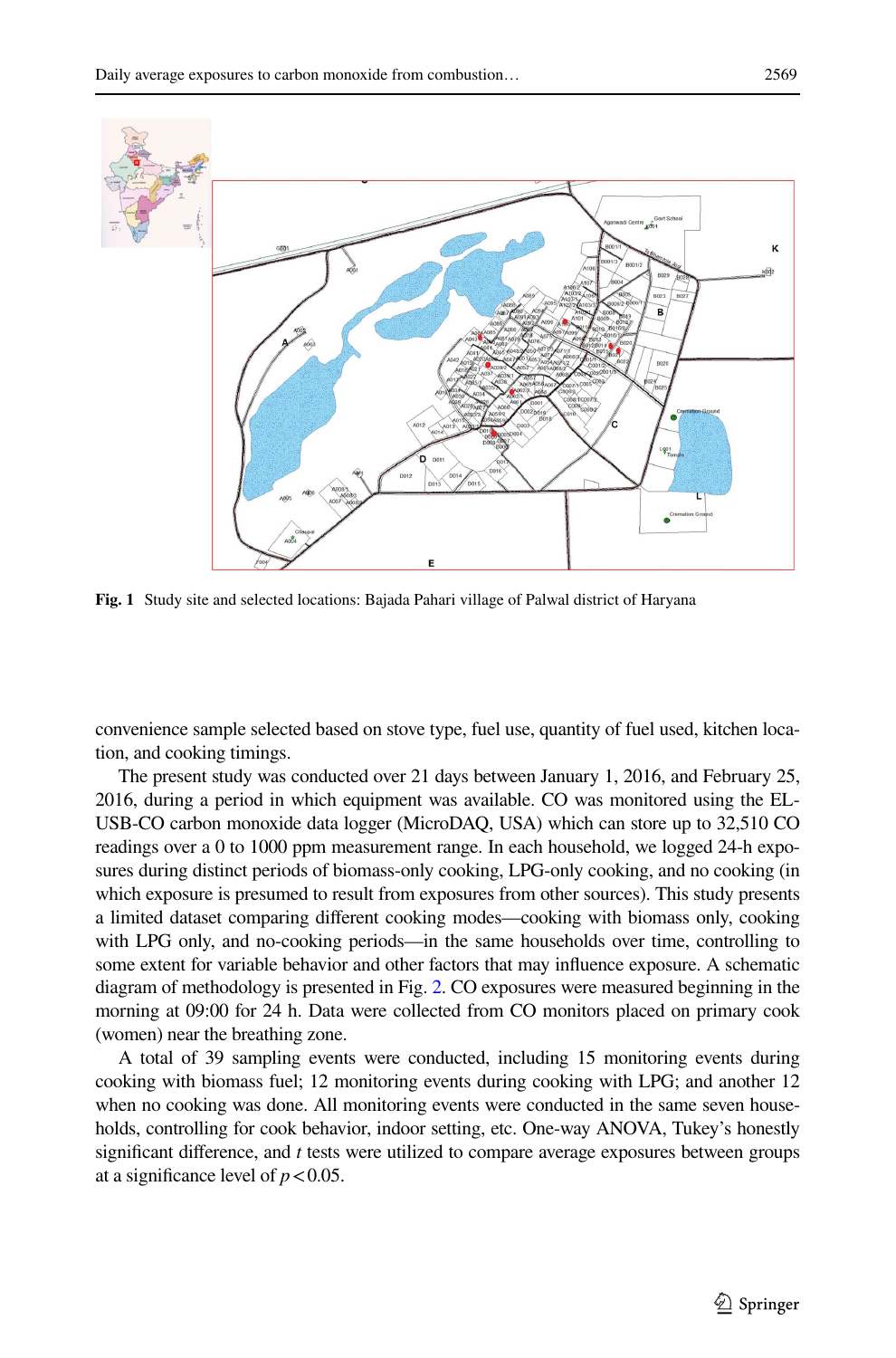**Fig. 1** Study site and selected locations: Bajada Pahari village of Palwal district of Haryana

convenience sample selected based on stove type, fuel use, quantity of fuel used, kitchen location, and cooking timings.

The present study was conducted over 21 days between January 1, 2016, and February 25, 2016, during a period in which equipment was available. CO was monitored using the EL-USB-CO carbon monoxide data logger (MicroDAQ, USA) which can store up to 32,510 CO readings over a 0 to 1000 ppm measurement range. In each household, we logged 24-h exposures during distinct periods of biomass-only cooking, LPG-only cooking, and no cooking (in which exposure is presumed to result from exposures from other sources). This study presents a limited dataset comparing different cooking modes—cooking with biomass only, cooking with LPG only, and no-cooking periods—in the same households over time, controlling to some extent for variable behavior and other factors that may influence exposure. A schematic diagram of methodology is presented in Fig. 2. CO exposures were measured beginning in the morning at 09:00 for 24 h. Data were collected from CO monitors placed on primary cook (women) near the breathing zone.

A total of 39 sampling events were conducted, including 15 monitoring events during cooking with biomass fuel; 12 monitoring events during cooking with LPG; and another 12 when no cooking was done. All monitoring events were conducted in the same seven households, controlling for cook behavior, indoor setting, etc. One-way ANOVA, Tukey's honestly significant difference, and *t* tests were utilized to compare average exposures between groups at a significance level of $p < 0.05$.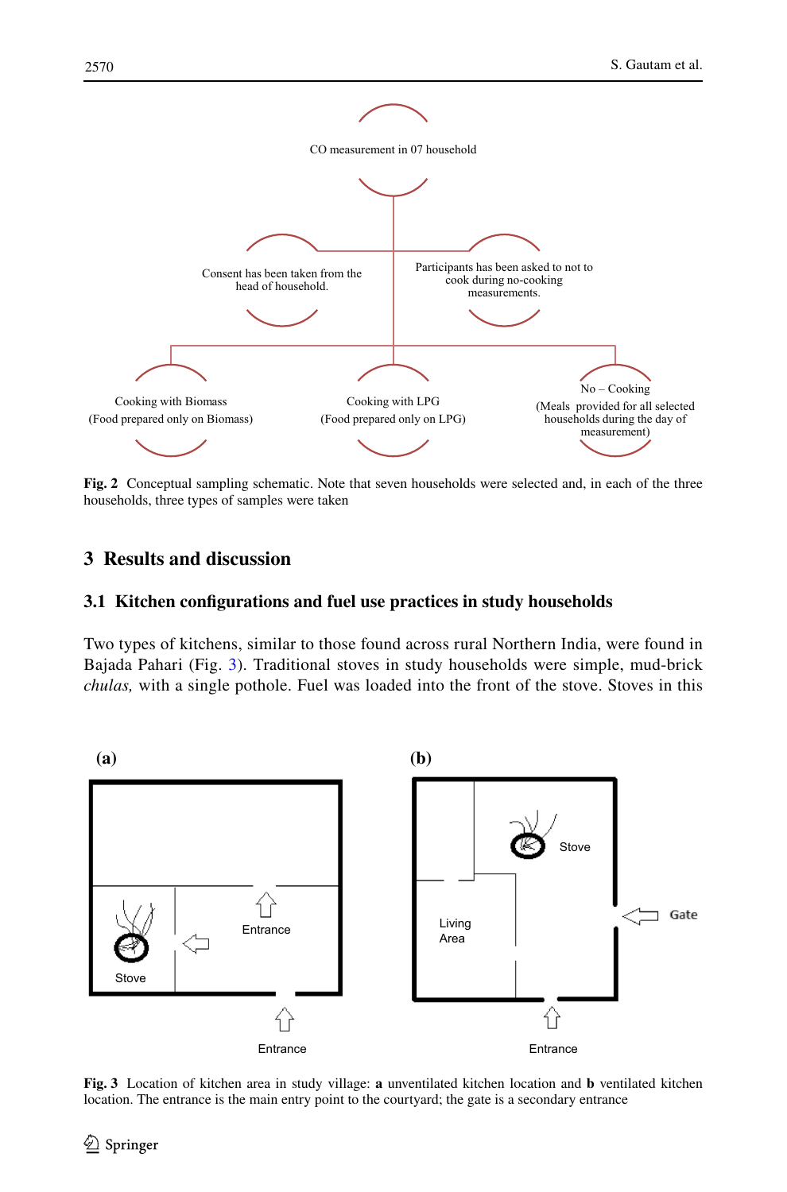Fig. 2 Conceptual sampling schematic. Note that seven households were selected and, in each of the three households, three types of samples were taken

## 3 Results and discussion

### 3.1 Kitchen configurations and fuel use practices in study households

Two types of kitchens, similar to those found across rural Northern India, were found in Bajada Pahari (Fig. 3). Traditional stoves in study households were simple, mud-brick *chulas,* with a single pothole. Fuel was loaded into the front of the stove. Stoves in this

Fig. 3 Location of kitchen area in study village: **a** unventilated kitchen location and **b** ventilated kitchen location. The entrance is the main entry point to the courtyard; the gate is a secondary entrance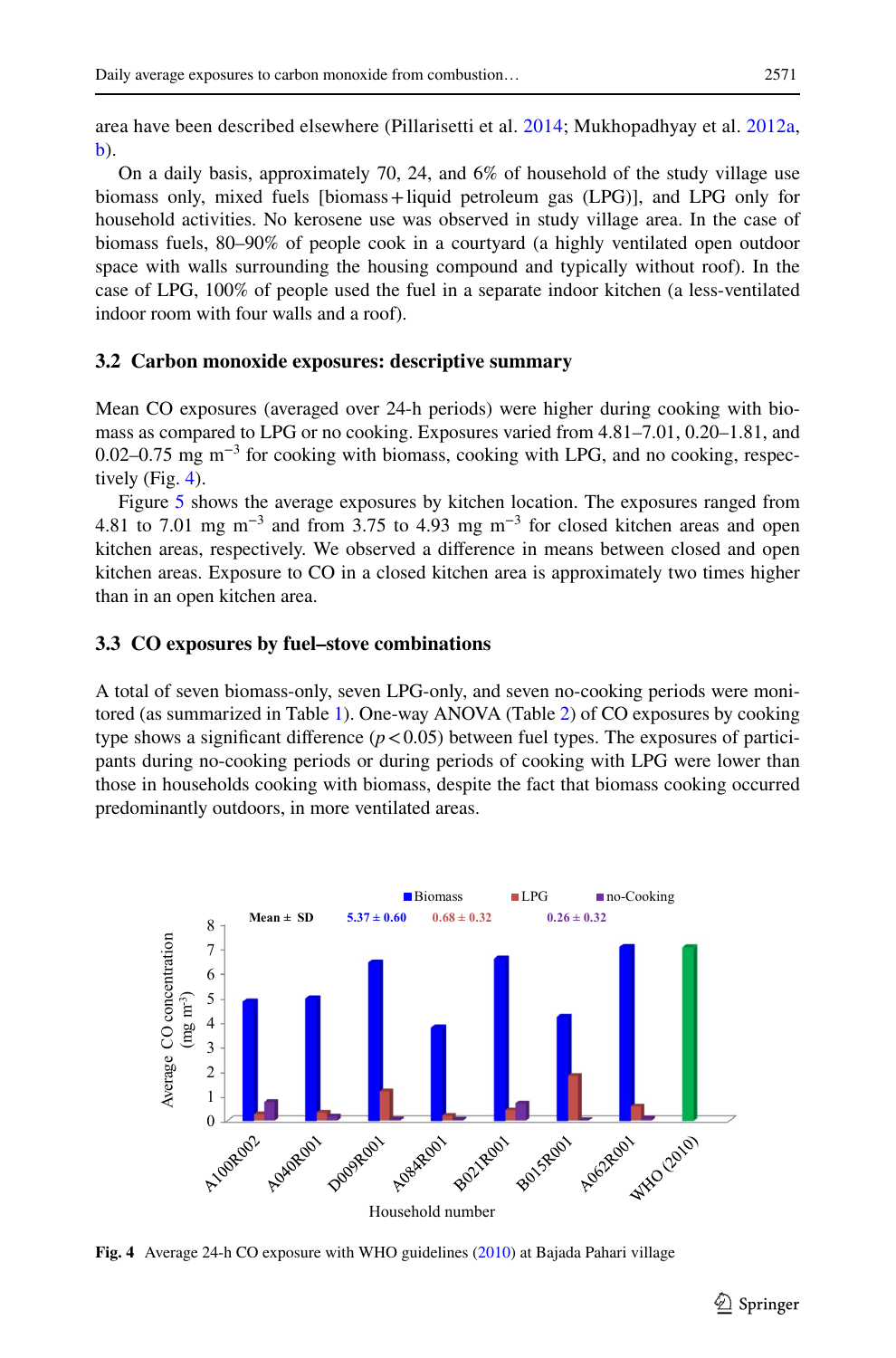area have been described elsewhere (Pillarisetti et al. 2014; Mukhopadhyay et al. 2012a, b).

On a daily basis, approximately 70, 24, and 6% of household of the study village use biomass only, mixed fuels [biomass + liquid petroleum gas (LPG)], and LPG only for household activities. No kerosene use was observed in study village area. In the case of biomass fuels, 80–90% of people cook in a courtyard (a highly ventilated open outdoor space with walls surrounding the housing compound and typically without roof). In the case of LPG, 100% of people used the fuel in a separate indoor kitchen (a less-ventilated indoor room with four walls and a roof).

### 3.2 Carbon monoxide exposures: descriptive summary

Mean CO exposures (averaged over 24-h periods) were higher during cooking with biomass as compared to LPG or no cooking. Exposures varied from 4.81–7.01, 0.20–1.81, and 0.02–0.75 mg $m^{-3}$ for cooking with biomass, cooking with LPG, and no cooking, respectively (Fig. 4).

Figure 5 shows the average exposures by kitchen location. The exposures ranged from 4.81 to 7.01 mg $m^{-3}$ and from 3.75 to 4.93 mg $m^{-3}$ for closed kitchen areas and open kitchen areas, respectively. We observed a difference in means between closed and open kitchen areas. Exposure to CO in a closed kitchen area is approximately two times higher than in an open kitchen area.

### 3.3 CO exposures by fuel–stove combinations

A total of seven biomass-only, seven LPG-only, and seven no-cooking periods were monitored (as summarized in Table 1). One-way ANOVA (Table 2) of CO exposures by cooking type shows a significant difference ($p < 0.05$) between fuel types. The exposures of participants during no-cooking periods or during periods of cooking with LPG were lower than those in households cooking with biomass, despite the fact that biomass cooking occurred predominantly outdoors, in more ventilated areas.

**Fig. 4** Average 24-h CO exposure with WHO guidelines (2010) at Bajada Pahari village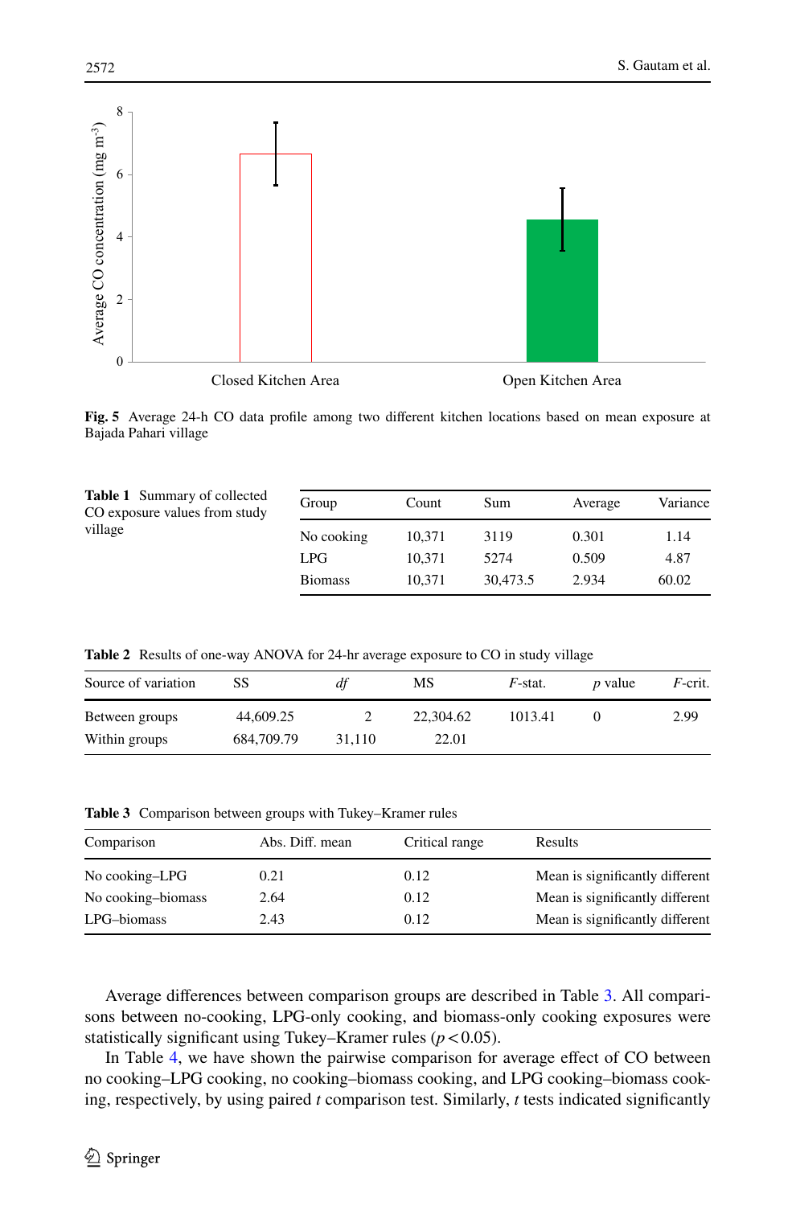**Fig. 5** Average 24-h CO data profile among two different kitchen locations based on mean exposure at Bajada Pahari village

**Table 1** Summary of collected CO exposure values from study village

| Group | Count | Sum | Average | Variance |
|---|---|---|---|---|
| No cooking | 10,371 | 3119 | 0.301 | 1.14 |
| LPG | 10,371 | 5274 | 0.509 | 4.87 |
| Biomass | 10,371 | 30,473.5 | 2.934 | 60.02 |

**Table 2** Results of one-way ANOVA for 24-hr average exposure to CO in study village

| Source of variation | SS | *df* | MS | *F*-stat. | *p* value | *F*-crit. |
|---|---|---|---|---|---|---|
| Between groups | 44,609.25 | 2 | 22,304.62 | 1013.41 | 0 | 2.99 |
| Within groups | 684,709.79 | 31,110 | 22.01 | | | |

**Table 3** Comparison between groups with Tukey–Kramer rules

| Comparison | Abs. Diff. mean | Critical range | Results |
|---|---|---|---|
| No cooking–LPG | 0.21 | 0.12 | Mean is significantly different |
| No cooking–biomass | 2.64 | 0.12 | Mean is significantly different |
| LPG–biomass | 2.43 | 0.12 | Mean is significantly different |

Average differences between comparison groups are described in Table 3. All comparisons between no-cooking, LPG-only cooking, and biomass-only cooking exposures were statistically significant using Tukey–Kramer rules ($p < 0.05$).

In Table 4, we have shown the pairwise comparison for average effect of CO between no cooking–LPG cooking, no cooking–biomass cooking, and LPG cooking–biomass cooking, respectively, by using paired *t* comparison test. Similarly, *t* tests indicated significantly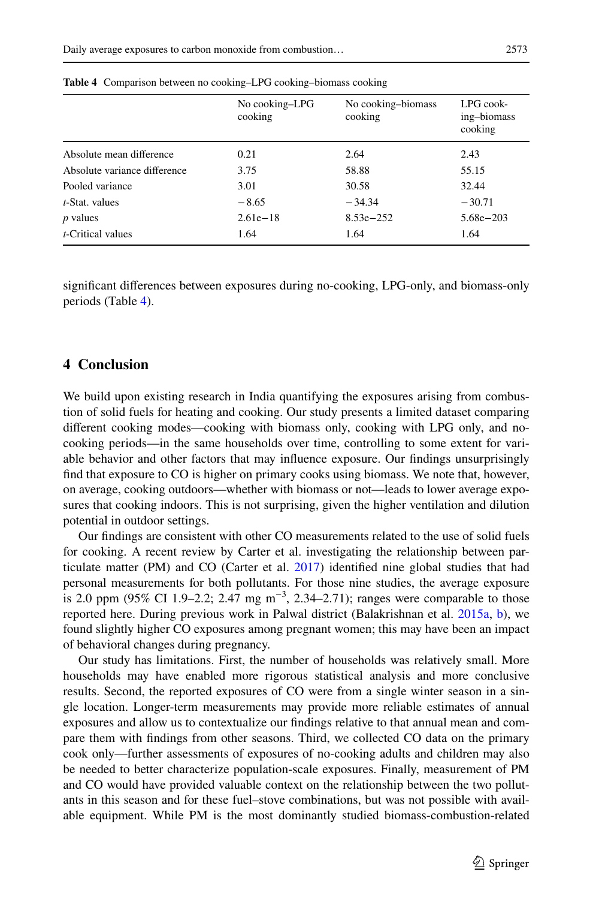**Table 4** Comparison between no cooking–LPG cooking–biomass cooking

| | No cooking–LPG cooking | No cooking–biomass cooking | LPG cooking–biomass cooking |
|---|---|---|---|
| Absolute mean difference | 0.21 | 2.64 | 2.43 |
| Absolute variance difference | 3.75 | 58.88 | 55.15 |
| Pooled variance | 3.01 | 30.58 | 32.44 |
| *t*-Stat. values | −8.65 | −34.34 | −30.71 |
| *p* values | 2.61e−18 | 8.53e−252 | 5.68e−203 |
| *t*-Critical values | 1.64 | 1.64 | 1.64 |

significant differences between exposures during no-cooking, LPG-only, and biomass-only periods (Table 4).

## 4 Conclusion

We build upon existing research in India quantifying the exposures arising from combustion of solid fuels for heating and cooking. Our study presents a limited dataset comparing different cooking modes—cooking with biomass only, cooking with LPG only, and no-cooking periods—in the same households over time, controlling to some extent for variable behavior and other factors that may influence exposure. Our findings unsurprisingly find that exposure to CO is higher on primary cooks using biomass. We note that, however, on average, cooking outdoors—whether with biomass or not—leads to lower average exposures that cooking indoors. This is not surprising, given the higher ventilation and dilution potential in outdoor settings.

Our findings are consistent with other CO measurements related to the use of solid fuels for cooking. A recent review by Carter et al. investigating the relationship between particulate matter (PM) and CO (Carter et al. 2017) identified nine global studies that had personal measurements for both pollutants. For those nine studies, the average exposure is 2.0 ppm (95% CI 1.9–2.2; 2.47 mg m$^{-3}$, 2.34–2.71); ranges were comparable to those reported here. During previous work in Palwal district (Balakrishnan et al. 2015a, b), we found slightly higher CO exposures among pregnant women; this may have been an impact of behavioral changes during pregnancy.

Our study has limitations. First, the number of households was relatively small. More households may have enabled more rigorous statistical analysis and more conclusive results. Second, the reported exposures of CO were from a single winter season in a single location. Longer-term measurements may provide more reliable estimates of annual exposures and allow us to contextualize our findings relative to that annual mean and compare them with findings from other seasons. Third, we collected CO data on the primary cook only—further assessments of exposures of no-cooking adults and children may also be needed to better characterize population-scale exposures. Finally, measurement of PM and CO would have provided valuable context on the relationship between the two pollutants in this season and for these fuel–stove combinations, but was not possible with available equipment. While PM is the most dominantly studied biomass-combustion-related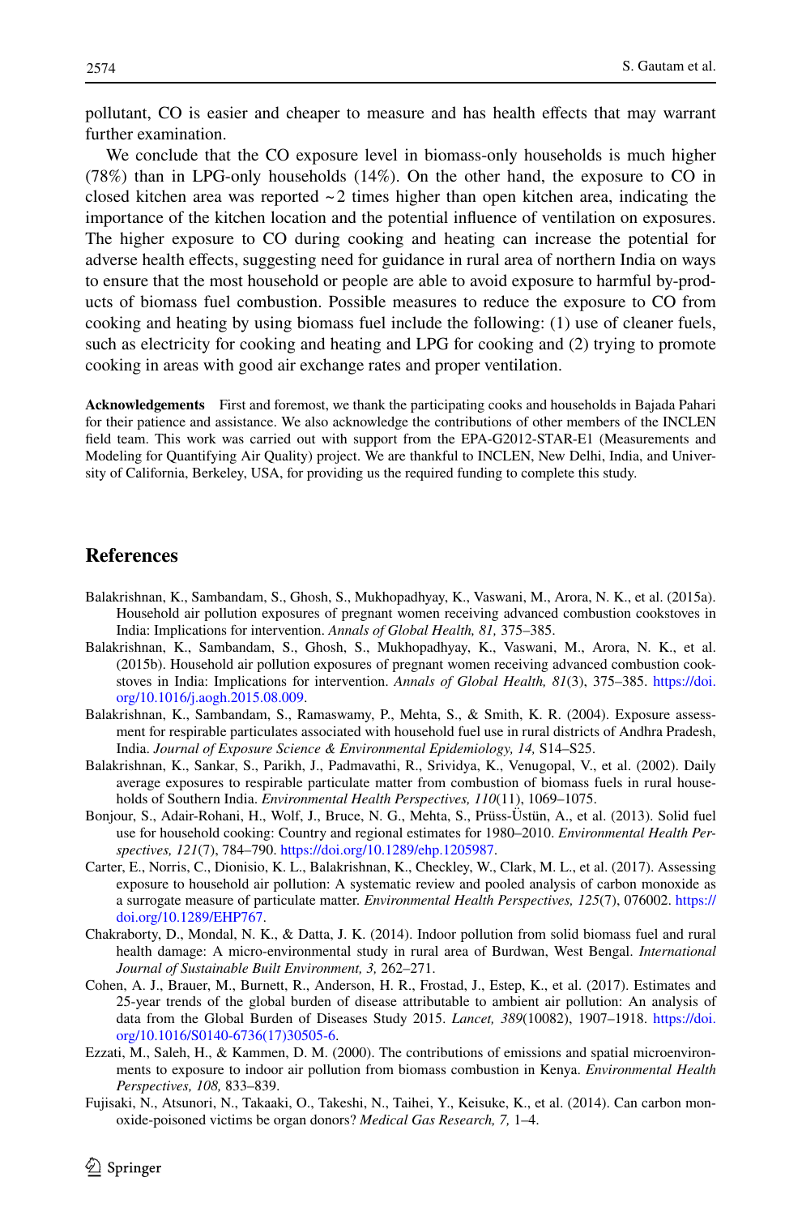pollutant, CO is easier and cheaper to measure and has health effects that may warrant further examination.

We conclude that the CO exposure level in biomass-only households is much higher (78%) than in LPG-only households (14%). On the other hand, the exposure to CO in closed kitchen area was reported ~2 times higher than open kitchen area, indicating the importance of the kitchen location and the potential influence of ventilation on exposures. The higher exposure to CO during cooking and heating can increase the potential for adverse health effects, suggesting need for guidance in rural area of northern India on ways to ensure that the most household or people are able to avoid exposure to harmful by-products of biomass fuel combustion. Possible measures to reduce the exposure to CO from cooking and heating by using biomass fuel include the following: (1) use of cleaner fuels, such as electricity for cooking and heating and LPG for cooking and (2) trying to promote cooking in areas with good air exchange rates and proper ventilation.

**Acknowledgements** First and foremost, we thank the participating cooks and households in Bajada Pahari for their patience and assistance. We also acknowledge the contributions of other members of the INCLEN field team. This work was carried out with support from the EPA-G2012-STAR-E1 (Measurements and Modeling for Quantifying Air Quality) project. We are thankful to INCLEN, New Delhi, India, and University of California, Berkeley, USA, for providing us the required funding to complete this study.

## References

Balakrishnan, K., Sambandam, S., Ghosh, S., Mukhopadhyay, K., Vaswani, M., Arora, N. K., et al. (2015a). Household air pollution exposures of pregnant women receiving advanced combustion cookstoves in India: Implications for intervention. *Annals of Global Health, 81,* 375–385.

Balakrishnan, K., Sambandam, S., Ghosh, S., Mukhopadhyay, K., Vaswani, M., Arora, N. K., et al. (2015b). Household air pollution exposures of pregnant women receiving advanced combustion cookstoves in India: Implications for intervention. *Annals of Global Health, 81*(3), 375–385. https://doi.org/10.1016/j.aogh.2015.08.009.

Balakrishnan, K., Sambandam, S., Ramaswamy, P., Mehta, S., & Smith, K. R. (2004). Exposure assessment for respirable particulates associated with household fuel use in rural districts of Andhra Pradesh, India. *Journal of Exposure Science & Environmental Epidemiology, 14,* S14–S25.

Balakrishnan, K., Sankar, S., Parikh, J., Padmavathi, R., Srividya, K., Venugopal, V., et al. (2002). Daily average exposures to respirable particulate matter from combustion of biomass fuels in rural households of Southern India. *Environmental Health Perspectives, 110*(11), 1069–1075.

Bonjour, S., Adair-Rohani, H., Wolf, J., Bruce, N. G., Mehta, S., Prüss-Üstün, A., et al. (2013). Solid fuel use for household cooking: Country and regional estimates for 1980–2010. *Environmental Health Perspectives, 121*(7), 784–790. https://doi.org/10.1289/ehp.1205987.

Carter, E., Norris, C., Dionisio, K. L., Balakrishnan, K., Checkley, W., Clark, M. L., et al. (2017). Assessing exposure to household air pollution: A systematic review and pooled analysis of carbon monoxide as a surrogate measure of particulate matter. *Environmental Health Perspectives, 125*(7), 076002. https://doi.org/10.1289/EHP767.

Chakraborty, D., Mondal, N. K., & Datta, J. K. (2014). Indoor pollution from solid biomass fuel and rural health damage: A micro-environmental study in rural area of Burdwan, West Bengal. *International Journal of Sustainable Built Environment, 3,* 262–271.

Cohen, A. J., Brauer, M., Burnett, R., Anderson, H. R., Frostad, J., Estep, K., et al. (2017). Estimates and 25-year trends of the global burden of disease attributable to ambient air pollution: An analysis of data from the Global Burden of Diseases Study 2015. *Lancet, 389*(10082), 1907–1918. https://doi.org/10.1016/S0140-6736(17)30505-6.

Ezzati, M., Saleh, H., & Kammen, D. M. (2000). The contributions of emissions and spatial microenvironments to exposure to indoor air pollution from biomass combustion in Kenya. *Environmental Health Perspectives, 108,* 833–839.

Fujisaki, N., Atsunori, N., Takaaki, O., Takeshi, N., Taihei, Y., Keisuke, K., et al. (2014). Can carbon monoxide-poisoned victims be organ donors? *Medical Gas Research, 7,* 1–4.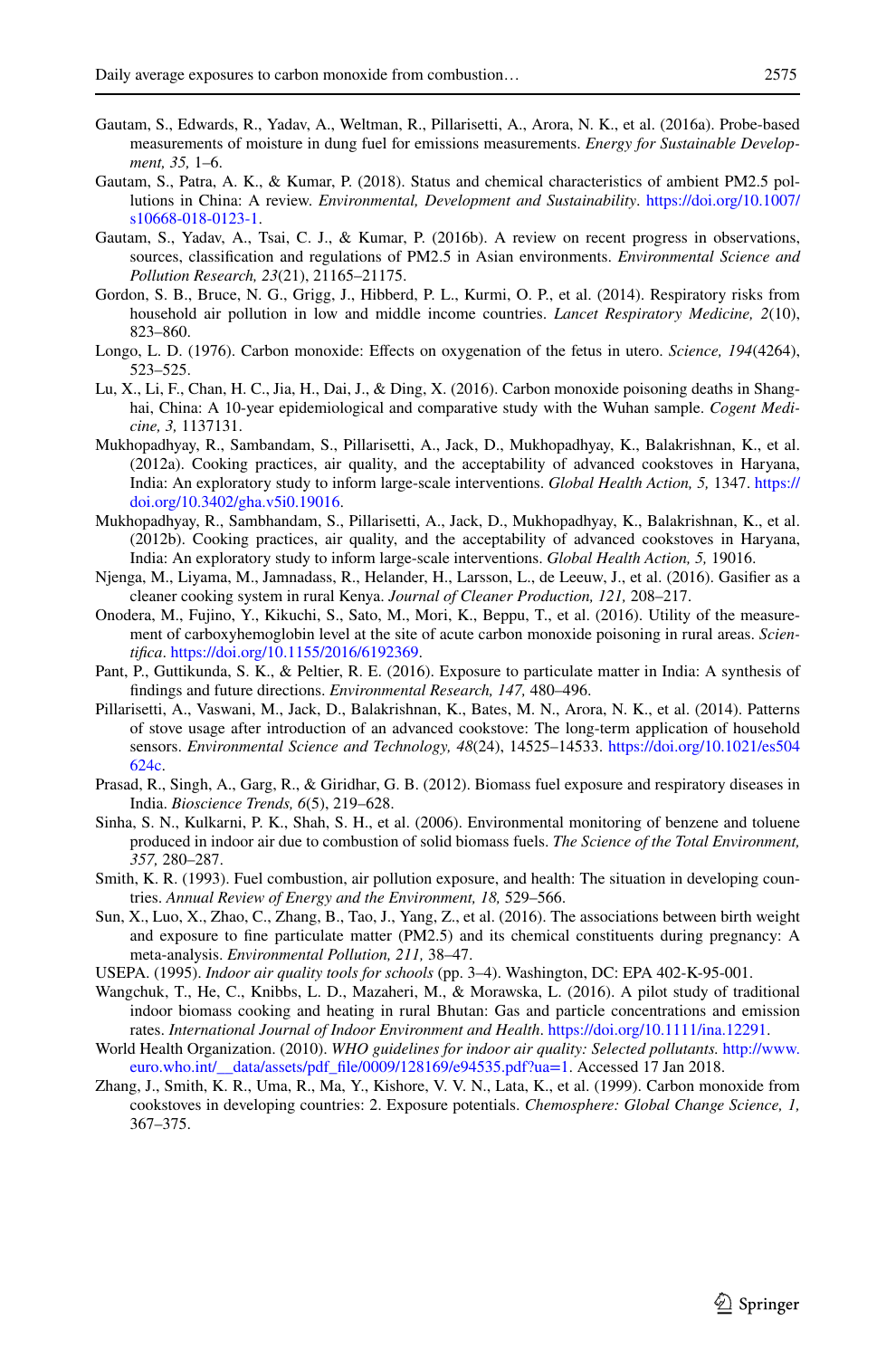Gautam, S., Edwards, R., Yadav, A., Weltman, R., Pillarisetti, A., Arora, N. K., et al. (2016a). Probe-based measurements of moisture in dung fuel for emissions measurements. *Energy for Sustainable Development, 35,* 1–6.

Gautam, S., Patra, A. K., & Kumar, P. (2018). Status and chemical characteristics of ambient PM2.5 pollutions in China: A review. *Environmental, Development and Sustainability*. https://doi.org/10.1007/s10668-018-0123-1.

Gautam, S., Yadav, A., Tsai, C. J., & Kumar, P. (2016b). A review on recent progress in observations, sources, classification and regulations of PM2.5 in Asian environments. *Environmental Science and Pollution Research, 23*(21), 21165–21175.

Gordon, S. B., Bruce, N. G., Grigg, J., Hibberd, P. L., Kurmi, O. P., et al. (2014). Respiratory risks from household air pollution in low and middle income countries. *Lancet Respiratory Medicine, 2*(10), 823–860.

Longo, L. D. (1976). Carbon monoxide: Effects on oxygenation of the fetus in utero. *Science, 194*(4264), 523–525.

Lu, X., Li, F., Chan, H. C., Jia, H., Dai, J., & Ding, X. (2016). Carbon monoxide poisoning deaths in Shanghai, China: A 10-year epidemiological and comparative study with the Wuhan sample. *Cogent Medicine, 3,* 1137131.

Mukhopadhyay, R., Sambandam, S., Pillarisetti, A., Jack, D., Mukhopadhyay, K., Balakrishnan, K., et al. (2012a). Cooking practices, air quality, and the acceptability of advanced cookstoves in Haryana, India: An exploratory study to inform large-scale interventions. *Global Health Action, 5,* 1347. https://doi.org/10.3402/gha.v5i0.19016.

Mukhopadhyay, R., Sambhandam, S., Pillarisetti, A., Jack, D., Mukhopadhyay, K., Balakrishnan, K., et al. (2012b). Cooking practices, air quality, and the acceptability of advanced cookstoves in Haryana, India: An exploratory study to inform large-scale interventions. *Global Health Action, 5,* 19016.

Njenga, M., Liyama, M., Jamnadass, R., Helander, H., Larsson, L., de Leeuw, J., et al. (2016). Gasifier as a cleaner cooking system in rural Kenya. *Journal of Cleaner Production, 121,* 208–217.

Onodera, M., Fujino, Y., Kikuchi, S., Sato, M., Mori, K., Beppu, T., et al. (2016). Utility of the measurement of carboxyhemoglobin level at the site of acute carbon monoxide poisoning in rural areas. *Scientifica*. https://doi.org/10.1155/2016/6192369.

Pant, P., Guttikunda, S. K., & Peltier, R. E. (2016). Exposure to particulate matter in India: A synthesis of findings and future directions. *Environmental Research, 147,* 480–496.

Pillarisetti, A., Vaswani, M., Jack, D., Balakrishnan, K., Bates, M. N., Arora, N. K., et al. (2014). Patterns of stove usage after introduction of an advanced cookstove: The long-term application of household sensors. *Environmental Science and Technology, 48*(24), 14525–14533. https://doi.org/10.1021/es504624c.

Prasad, R., Singh, A., Garg, R., & Giridhar, G. B. (2012). Biomass fuel exposure and respiratory diseases in India. *Bioscience Trends, 6*(5), 219–628.

Sinha, S. N., Kulkarni, P. K., Shah, S. H., et al. (2006). Environmental monitoring of benzene and toluene produced in indoor air due to combustion of solid biomass fuels. *The Science of the Total Environment, 357,* 280–287.

Smith, K. R. (1993). Fuel combustion, air pollution exposure, and health: The situation in developing countries. *Annual Review of Energy and the Environment, 18,* 529–566.

Sun, X., Luo, X., Zhao, C., Zhang, B., Tao, J., Yang, Z., et al. (2016). The associations between birth weight and exposure to fine particulate matter (PM2.5) and its chemical constituents during pregnancy: A meta-analysis. *Environmental Pollution, 211,* 38–47.

USEPA. (1995). *Indoor air quality tools for schools* (pp. 3–4). Washington, DC: EPA 402-K-95-001.

Wangchuk, T., He, C., Knibbs, L. D., Mazaheri, M., & Morawska, L. (2016). A pilot study of traditional indoor biomass cooking and heating in rural Bhutan: Gas and particle concentrations and emission rates. *International Journal of Indoor Environment and Health*. https://doi.org/10.1111/ina.12291.

World Health Organization. (2010). *WHO guidelines for indoor air quality: Selected pollutants.* http://www.euro.who.int/__data/assets/pdf_file/0009/128169/e94535.pdf?ua=1. Accessed 17 Jan 2018.

Zhang, J., Smith, K. R., Uma, R., Ma, Y., Kishore, V. V. N., Lata, K., et al. (1999). Carbon monoxide from cookstoves in developing countries: 2. Exposure potentials. *Chemosphere: Global Change Science, 1,* 367–375.